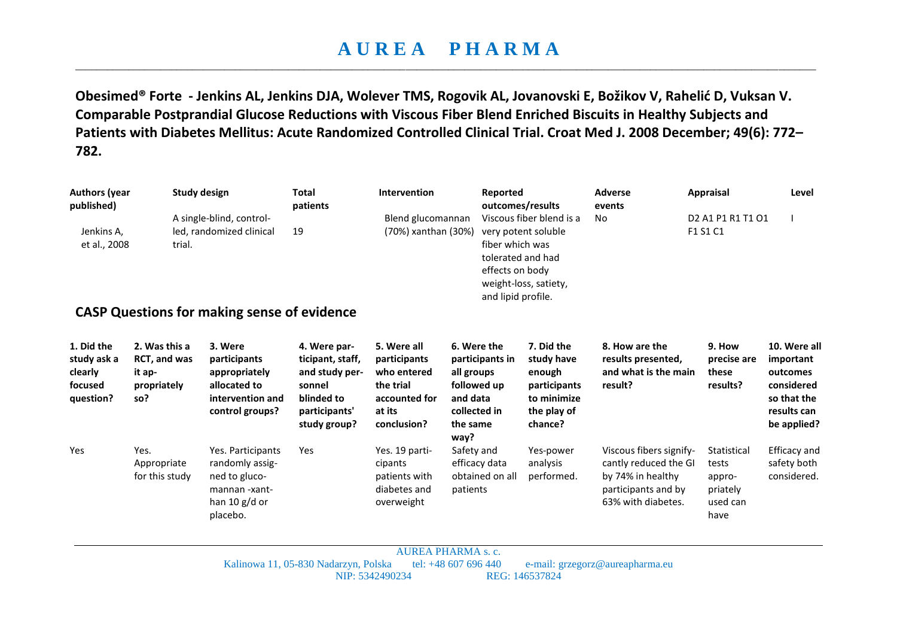**Obesimed® Forte - Jenkins AL, Jenkins DJA, Wolever TMS, Rogovik AL, Jovanovski E, Božikov V, Rahelić D, Vuksan V. Comparable Postprandial Glucose Reductions with Viscous Fiber Blend Enriched Biscuits in Healthy Subjects and Patients with Diabetes Mellitus: Acute Randomized Controlled Clinical Trial. Croat Med J. 2008 December; 49(6): 772–782.**

| Authors (year published) | Study design | Total patients | Intervention | Reported outcomes/results | Adverse events | Appraisal | Level |
|---|---|---|---|---|---|---|---|
| Jenkins A, et al., 2008 | A single-blind, controlled, randomized clinical trial. | 19 | Blend glucomannan (70%) xanthan (30%) | Viscous fiber blend is a very potent soluble fiber which was tolerated and had effects on body weight-loss, satiety, and lipid profile. | No | D2 A1 P1 R1 T1 O1 F1 S1 C1 | I |

## CASP Questions for making sense of evidence

| 1. Did the study ask a clearly focused question? | 2. Was this a RCT, and was it appropriately so? | 3. Were participants appropriately allocated to intervention and control groups? | 4. Were participant, staff, and study personnel blinded to participants' study group? | 5. Were all participants who entered the trial accounted for at its conclusion? | 6. Were the participants in all groups followed up and data collected in the same way? | 7. Did the study have enough participants to minimize the play of chance? | 8. How are the results presented, and what is the main result? | 9. How precise are these results? | 10. Were all important outcomes considered so that the results can be applied? |
|---|---|---|---|---|---|---|---|---|---|
| Yes | Yes. Appropriate for this study | Yes. Participants randomly assigned to glucomannan -xanthan 10 g/d or placebo. | Yes | Yes. 19 participants patients with diabetes and overweight | Safety and efficacy data obtained on all patients | Yes-power analysis performed. | Viscous fibers significantly reduced the GI by 74% in healthy participants and by 63% with diabetes. | Statistical tests appropriately used can have | Efficacy and safety both considered. |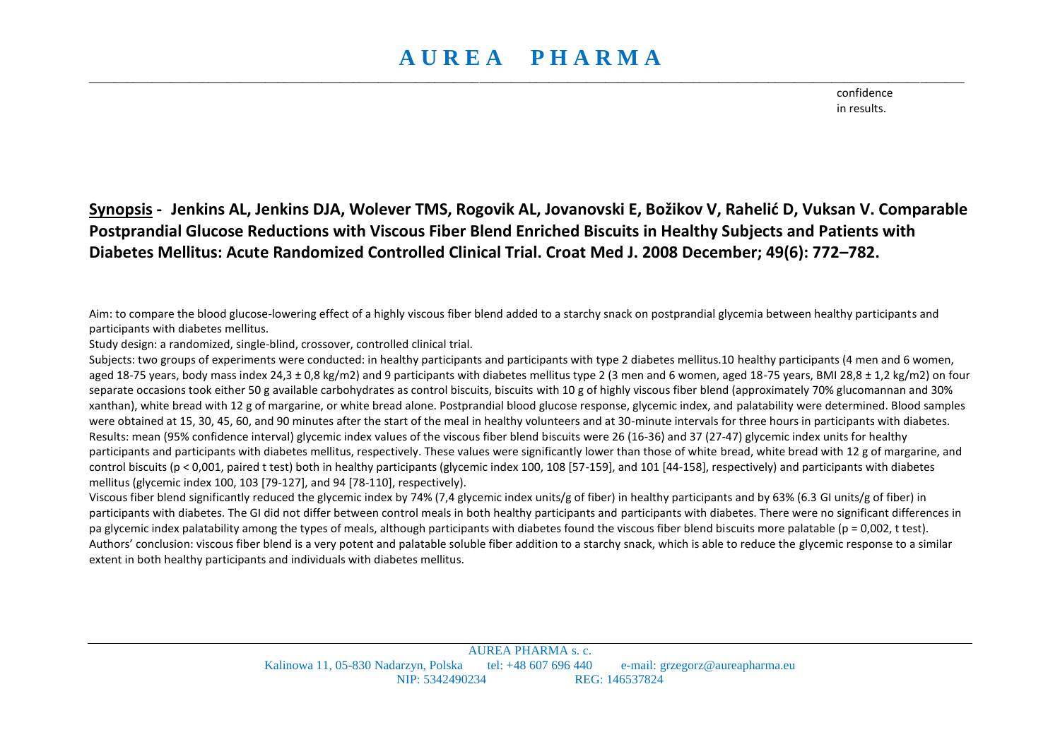confidence
in results.

**Synopsis - Jenkins AL, Jenkins DJA, Wolever TMS, Rogovik AL, Jovanovski E, Božikov V, Rahelić D, Vuksan V. Comparable Postprandial Glucose Reductions with Viscous Fiber Blend Enriched Biscuits in Healthy Subjects and Patients with Diabetes Mellitus: Acute Randomized Controlled Clinical Trial. Croat Med J. 2008 December; 49(6): 772–782.**

Aim: to compare the blood glucose-lowering effect of a highly viscous fiber blend added to a starchy snack on postprandial glycemia between healthy participants and participants with diabetes mellitus.

Study design: a randomized, single-blind, crossover, controlled clinical trial.

Subjects: two groups of experiments were conducted: in healthy participants and participants with type 2 diabetes mellitus.10 healthy participants (4 men and 6 women, aged 18-75 years, body mass index 24,3 ± 0,8 kg/m2) and 9 participants with diabetes mellitus type 2 (3 men and 6 women, aged 18-75 years, BMI 28,8 ± 1,2 kg/m2) on four separate occasions took either 50 g available carbohydrates as control biscuits, biscuits with 10 g of highly viscous fiber blend (approximately 70% glucomannan and 30% xanthan), white bread with 12 g of margarine, or white bread alone. Postprandial blood glucose response, glycemic index, and palatability were determined. Blood samples were obtained at 15, 30, 45, 60, and 90 minutes after the start of the meal in healthy volunteers and at 30-minute intervals for three hours in participants with diabetes.

Results: mean (95% confidence interval) glycemic index values of the viscous fiber blend biscuits were 26 (16-36) and 37 (27-47) glycemic index units for healthy participants and participants with diabetes mellitus, respectively. These values were significantly lower than those of white bread, white bread with 12 g of margarine, and control biscuits (p < 0,001, paired t test) both in healthy participants (glycemic index 100, 108 [57-159], and 101 [44-158], respectively) and participants with diabetes mellitus (glycemic index 100, 103 [79-127], and 94 [78-110], respectively).

Viscous fiber blend significantly reduced the glycemic index by 74% (7,4 glycemic index units/g of fiber) in healthy participants and by 63% (6.3 GI units/g of fiber) in participants with diabetes. The GI did not differ between control meals in both healthy participants and participants with diabetes. There were no significant differences in pa glycemic index palatability among the types of meals, although participants with diabetes found the viscous fiber blend biscuits more palatable (p = 0,002, t test).

Authors' conclusion: viscous fiber blend is a very potent and palatable soluble fiber addition to a starchy snack, which is able to reduce the glycemic response to a similar extent in both healthy participants and individuals with diabetes mellitus.